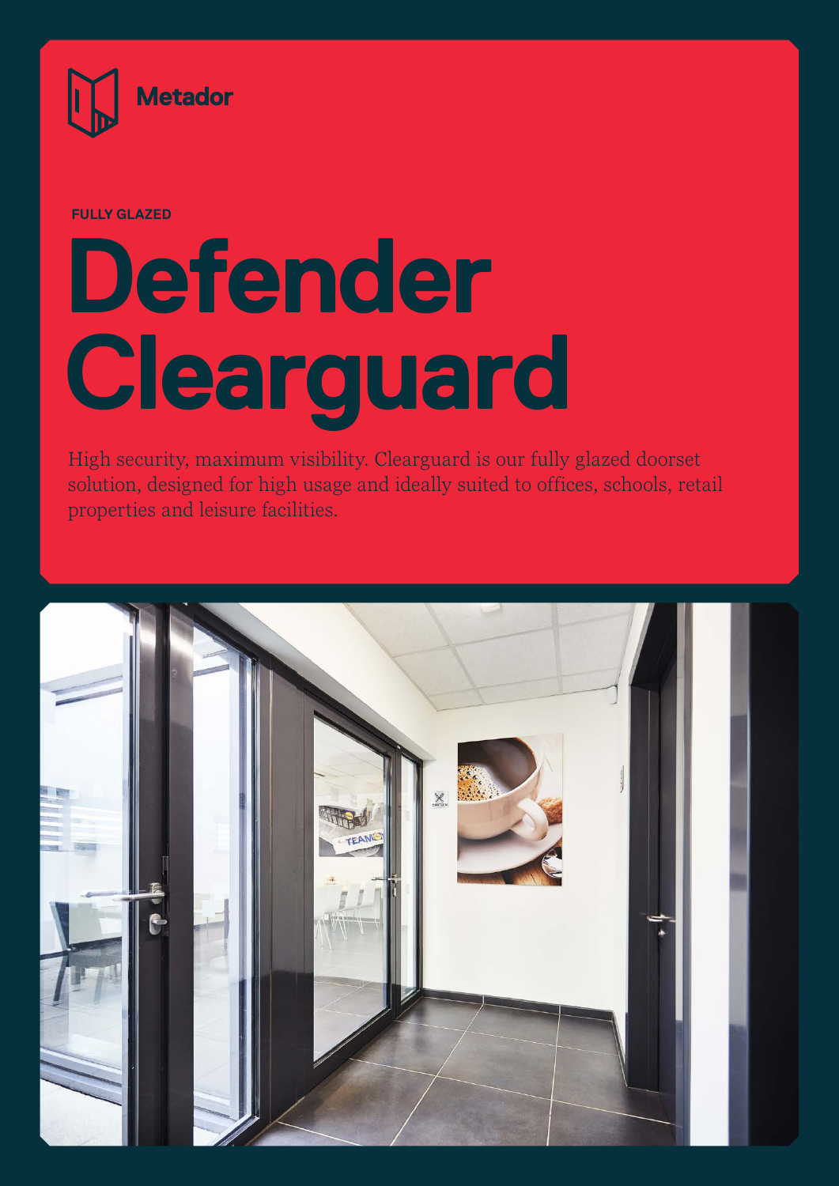Metador

FULLY GLAZED

# Defender Clearguard

High security, maximum visibility. Clearguard is our fully glazed doorset solution, designed for high usage and ideally suited to offices, schools, retail properties and leisure facilities.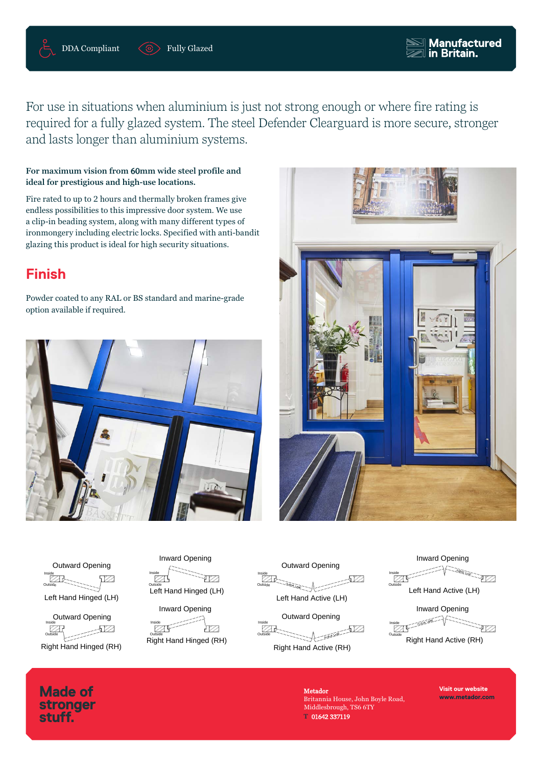DDA Compliant

Fully Glazed

Manufactured in Britain.

For use in situations when aluminium is just not strong enough or where fire rating is required for a fully glazed system. The steel Defender Clearguard is more secure, stronger and lasts longer than aluminium systems.

**For maximum vision from 60mm wide steel profile and ideal for prestigious and high-use locations.**

Fire rated to up to 2 hours and thermally broken frames give endless possibilities to this impressive door system. We use a clip-in beading system, along with many different types of ironmongery including electric locks. Specified with anti-bandit glazing this product is ideal for high security situations.

## Finish

Powder coated to any RAL or BS standard and marine-grade option available if required.

Outward Opening
Inside
Outside
Left Hand Hinged (LH)

Inward Opening
Inside
Outside
Left Hand Hinged (LH)

Outward Opening
Inside
Outside
Left Hand Active (LH)

Inward Opening
Inside
Outside
Left Hand Active (LH)

Outward Opening
Inside
Outside
Right Hand Hinged (RH)

Inward Opening
Inside
Outside
Right Hand Hinged (RH)

Outward Opening
Inside
Outside
Right Hand Active (RH)

Inward Opening
Inside
Outside
Right Hand Active (RH)

**Made of stronger stuff.**

**Metador**
Britannia House, John Boyle Road,
Middlesbrough, TS6 6TY
**T 01642 337119**

**Visit our website**
**www.metador.com**